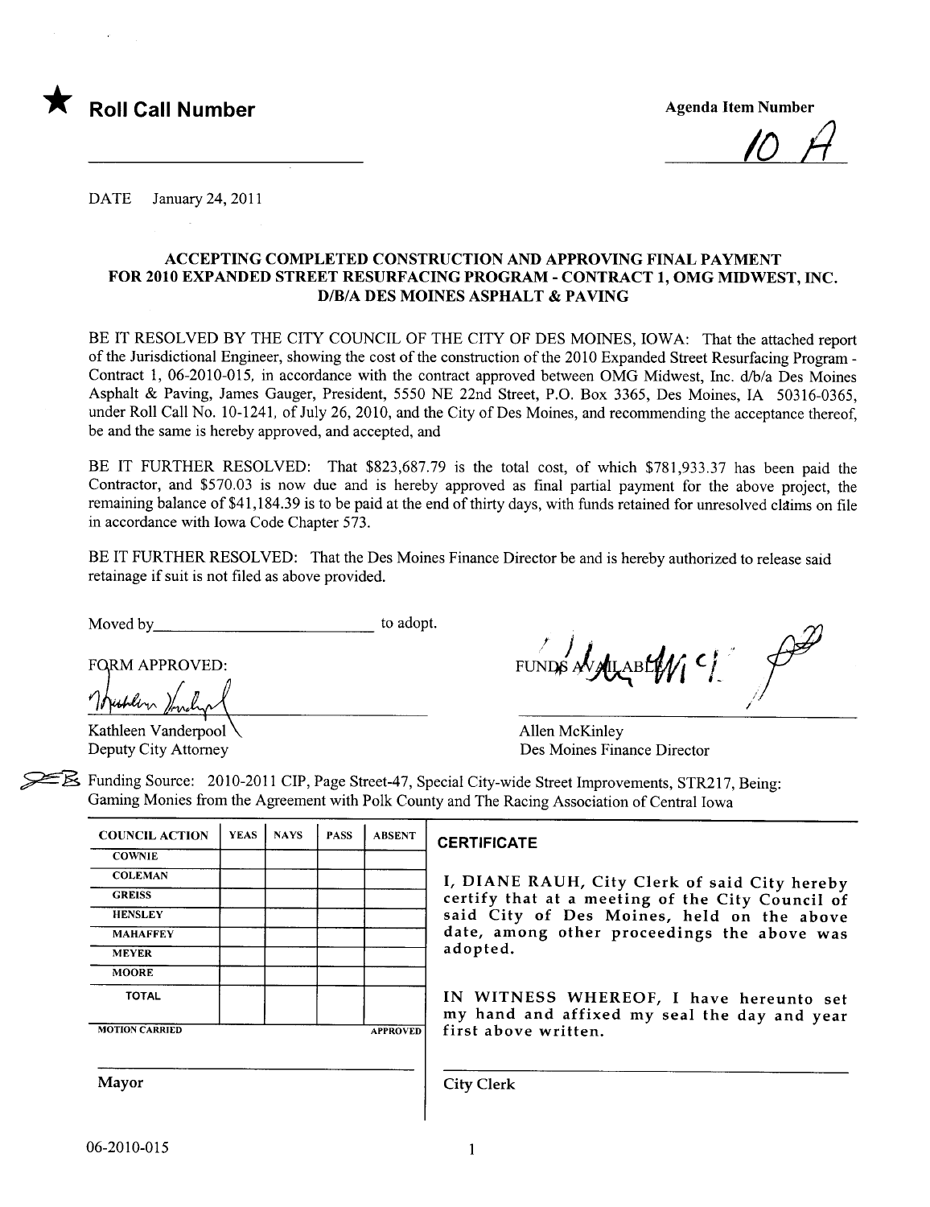★ **Roll Call Number**

**Agenda Item Number**

10 A

DATE January 24, 2011

**ACCEPTING COMPLETED CONSTRUCTION AND APPROVING FINAL PAYMENT FOR 2010 EXPANDED STREET RESURFACING PROGRAM - CONTRACT 1, OMG MIDWEST, INC. D/B/A DES MOINES ASPHALT & PAVING**

BE IT RESOLVED BY THE CITY COUNCIL OF THE CITY OF DES MOINES, IOWA: That the attached report of the Jurisdictional Engineer, showing the cost of the construction of the 2010 Expanded Street Resurfacing Program - Contract 1, 06-2010-015, in accordance with the contract approved between OMG Midwest, Inc. d/b/a Des Moines Asphalt & Paving, James Gauger, President, 5550 NE 22nd Street, P.O. Box 3365, Des Moines, IA 50316-0365, under Roll Call No. 10-1241, of July 26, 2010, and the City of Des Moines, and recommending the acceptance thereof, be and the same is hereby approved, and accepted, and

BE IT FURTHER RESOLVED: That $823,687.79 is the total cost, of which $781,933.37 has been paid the Contractor, and $570.03 is now due and is hereby approved as final partial payment for the above project, the remaining balance of $41,184.39 is to be paid at the end of thirty days, with funds retained for unresolved claims on file in accordance with Iowa Code Chapter 573.

BE IT FURTHER RESOLVED: That the Des Moines Finance Director be and is hereby authorized to release said retainage if suit is not filed as above provided.

Moved by______________________ to adopt.

FORM APPROVED:

Kathleen Vanderpool
Deputy City Attorney

FUNDS AVAILABLE

Allen McKinley
Des Moines Finance Director

Funding Source: 2010-2011 CIP, Page Street-47, Special City-wide Street Improvements, STR217, Being: Gaming Monies from the Agreement with Polk County and The Racing Association of Central Iowa

| COUNCIL ACTION | YEAS | NAYS | PASS | ABSENT |
|---|---|---|---|---|
| COWNIE | | | | |
| COLEMAN | | | | |
| GREISS | | | | |
| HENSLEY | | | | |
| MAHAFFEY | | | | |
| MEYER | | | | |
| MOORE | | | | |
| TOTAL | | | | |
| MOTION CARRIED | | | | APPROVED |

Mayor

**CERTIFICATE**

I, DIANE RAUH, City Clerk of said City hereby certify that at a meeting of the City Council of said City of Des Moines, held on the above date, among other proceedings the above was adopted.

IN WITNESS WHEREOF, I have hereunto set my hand and affixed my seal the day and year first above written.

City Clerk

06-2010-015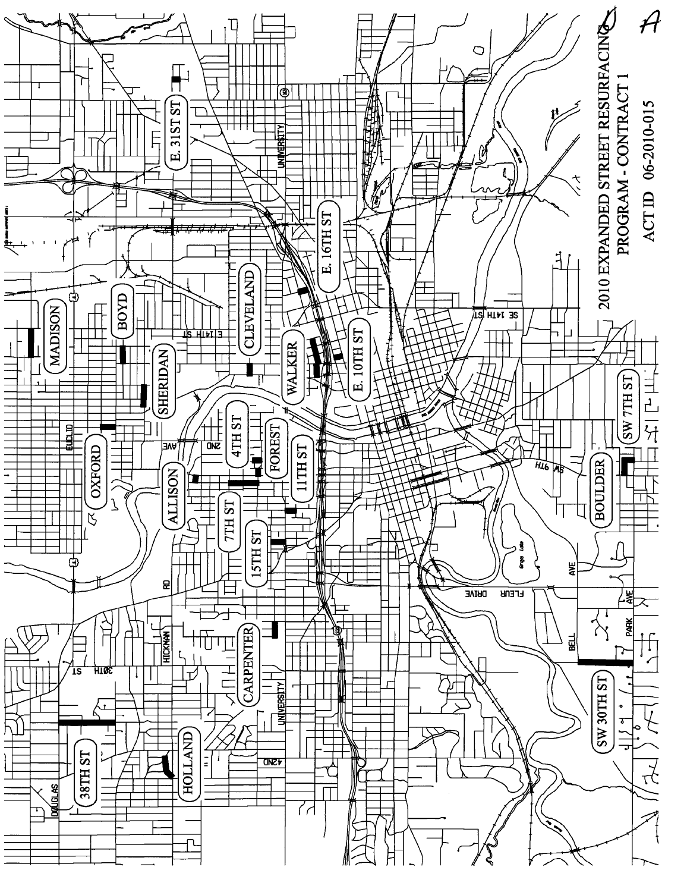2010 EXPANDED STREET RESURFACING PROGRAM - CONTRACT 1

ACT ID 06-2010-015

A

MADISON

BOYD

SHERIDAN

CLEVELAND

E. 31ST ST

E. 16TH ST

WALKER

E. 10TH ST

OXFORD

ALLISON

4TH ST

FOREST

11TH ST

7TH ST

15TH ST

CARPENTER

HOLLAND

38TH ST

SW 30TH ST

BOULDER

SW 7TH ST

EUCLID

UNIVERSITY

E 14TH ST

SE 14TH ST

2ND

AVE

HICKMAN

RD

30TH ST

42ND

DOUGLAS

FLEUR DRIVE

BELL AVE

PARK AVE

SW 9TH

Gray's Lake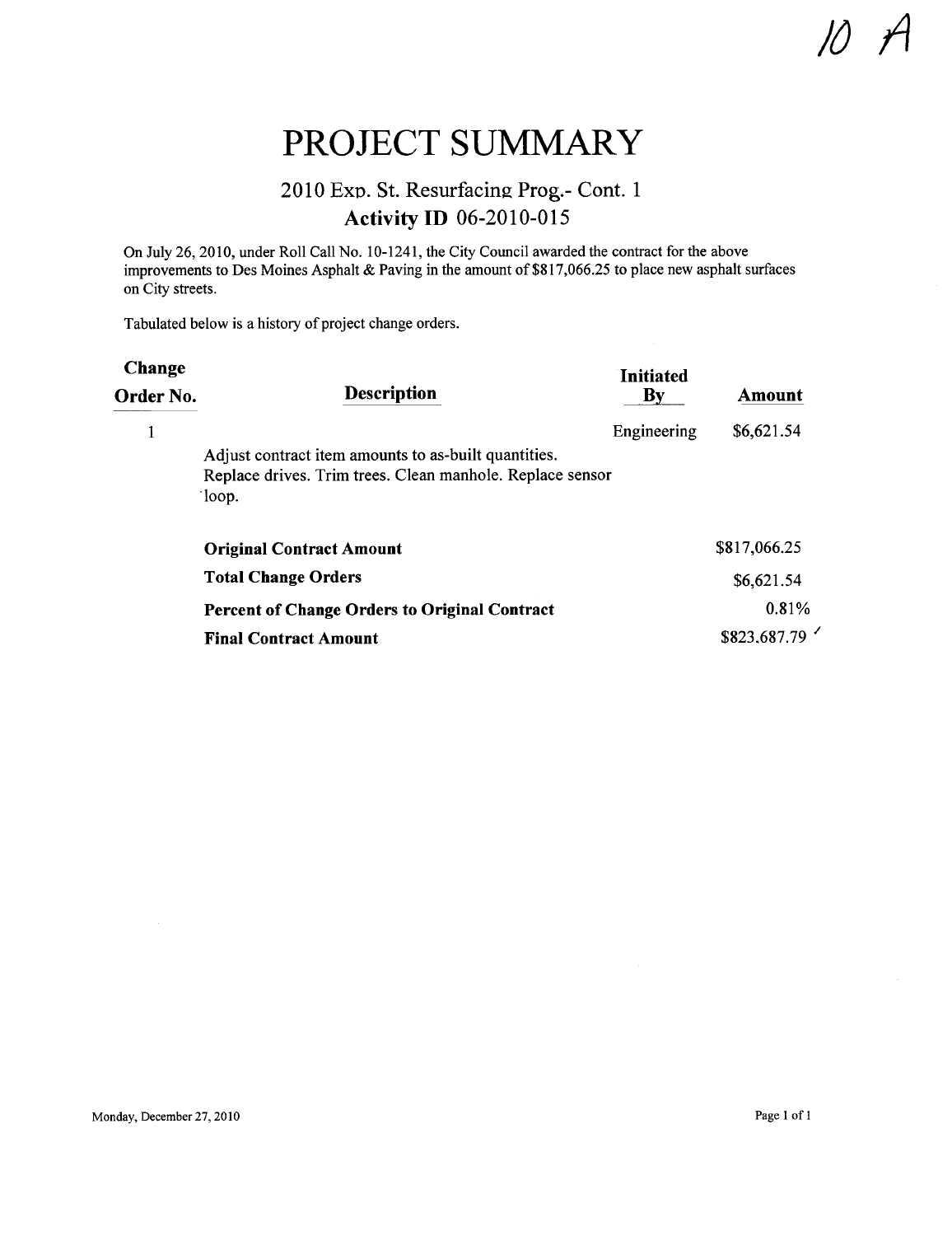10 A

# PROJECT SUMMARY

## 2010 Exp. St. Resurfacing Prog.- Cont. 1
## Activity ID 06-2010-015

On July 26, 2010, under Roll Call No. 10-1241, the City Council awarded the contract for the above improvements to Des Moines Asphalt & Paving in the amount of $817,066.25 to place new asphalt surfaces on City streets.

Tabulated below is a history of project change orders.

| Change Order No. | Description | Initiated By | Amount |
|---|---|---|---|
| 1 | Adjust contract item amounts to as-built quantities. Replace drives. Trim trees. Clean manhole. Replace sensor loop. | Engineering | $6,621.54 |

| | |
|---|---|
| **Original Contract Amount** | $817,066.25 |
| **Total Change Orders** | $6,621.54 |
| **Percent of Change Orders to Original Contract** | 0.81% |
| **Final Contract Amount** | $823,687.79 |

Monday, December 27, 2010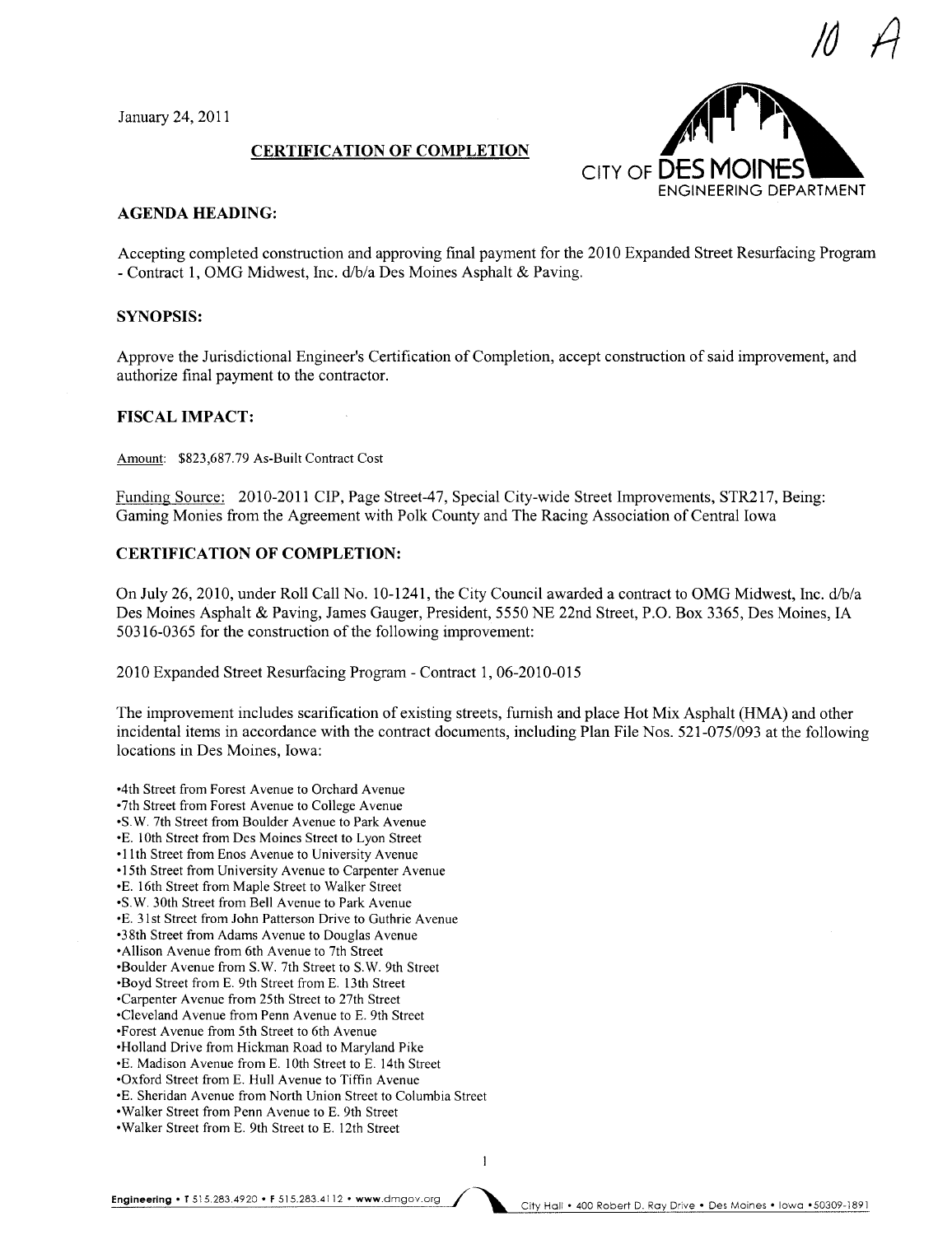10 A

January 24, 2011

## CERTIFICATION OF COMPLETION

CITY OF DES MOINES
ENGINEERING DEPARTMENT

### AGENDA HEADING:

Accepting completed construction and approving final payment for the 2010 Expanded Street Resurfacing Program - Contract 1, OMG Midwest, Inc. d/b/a Des Moines Asphalt & Paving.

### SYNOPSIS:

Approve the Jurisdictional Engineer's Certification of Completion, accept construction of said improvement, and authorize final payment to the contractor.

### FISCAL IMPACT:

Amount: $823,687.79 As-Built Contract Cost

Funding Source: 2010-2011 CIP, Page Street-47, Special City-wide Street Improvements, STR217, Being: Gaming Monies from the Agreement with Polk County and The Racing Association of Central Iowa

### CERTIFICATION OF COMPLETION:

On July 26, 2010, under Roll Call No. 10-1241, the City Council awarded a contract to OMG Midwest, Inc. d/b/a Des Moines Asphalt & Paving, James Gauger, President, 5550 NE 22nd Street, P.O. Box 3365, Des Moines, IA 50316-0365 for the construction of the following improvement:

2010 Expanded Street Resurfacing Program - Contract 1, 06-2010-015

The improvement includes scarification of existing streets, furnish and place Hot Mix Asphalt (HMA) and other incidental items in accordance with the contract documents, including Plan File Nos. 521-075/093 at the following locations in Des Moines, Iowa:

- 4th Street from Forest Avenue to Orchard Avenue
- 7th Street from Forest Avenue to College Avenue
- S.W. 7th Street from Boulder Avenue to Park Avenue
- E. 10th Street from Des Moines Street to Lyon Street
- 11th Street from Enos Avenue to University Avenue
- 15th Street from University Avenue to Carpenter Avenue
- E. 16th Street from Maple Street to Walker Street
- S.W. 30th Street from Bell Avenue to Park Avenue
- E. 31st Street from John Patterson Drive to Guthrie Avenue
- 38th Street from Adams Avenue to Douglas Avenue
- Allison Avenue from 6th Avenue to 7th Street
- Boulder Avenue from S.W. 7th Street to S.W. 9th Street
- Boyd Street from E. 9th Street from E. 13th Street
- Carpenter Avenue from 25th Street to 27th Street
- Cleveland Avenue from Penn Avenue to E. 9th Street
- Forest Avenue from 5th Street to 6th Avenue
- Holland Drive from Hickman Road to Maryland Pike
- E. Madison Avenue from E. 10th Street to E. 14th Street
- Oxford Street from E. Hull Avenue to Tiffin Avenue
- E. Sheridan Avenue from North Union Street to Columbia Street
- Walker Street from Penn Avenue to E. 9th Street
- Walker Street from E. 9th Street to E. 12th Street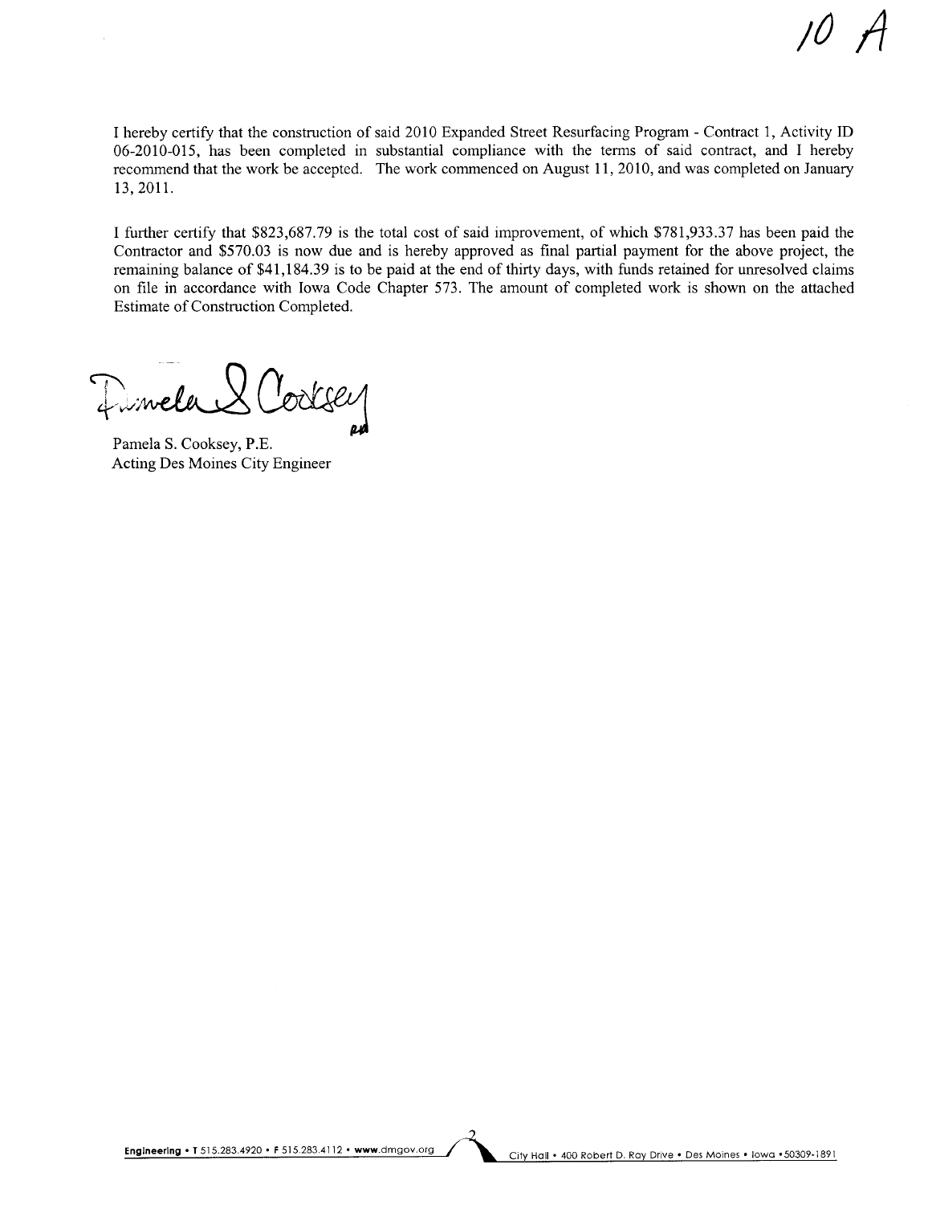10 A

I hereby certify that the construction of said 2010 Expanded Street Resurfacing Program - Contract 1, Activity ID 06-2010-015, has been completed in substantial compliance with the terms of said contract, and I hereby recommend that the work be accepted. The work commenced on August 11, 2010, and was completed on January 13, 2011.

I further certify that $823,687.79 is the total cost of said improvement, of which $781,933.37 has been paid the Contractor and $570.03 is now due and is hereby approved as final partial payment for the above project, the remaining balance of $41,184.39 is to be paid at the end of thirty days, with funds retained for unresolved claims on file in accordance with Iowa Code Chapter 573. The amount of completed work is shown on the attached Estimate of Construction Completed.

Pamela S. Cooksey

Pamela S. Cooksey, P.E.
Acting Des Moines City Engineer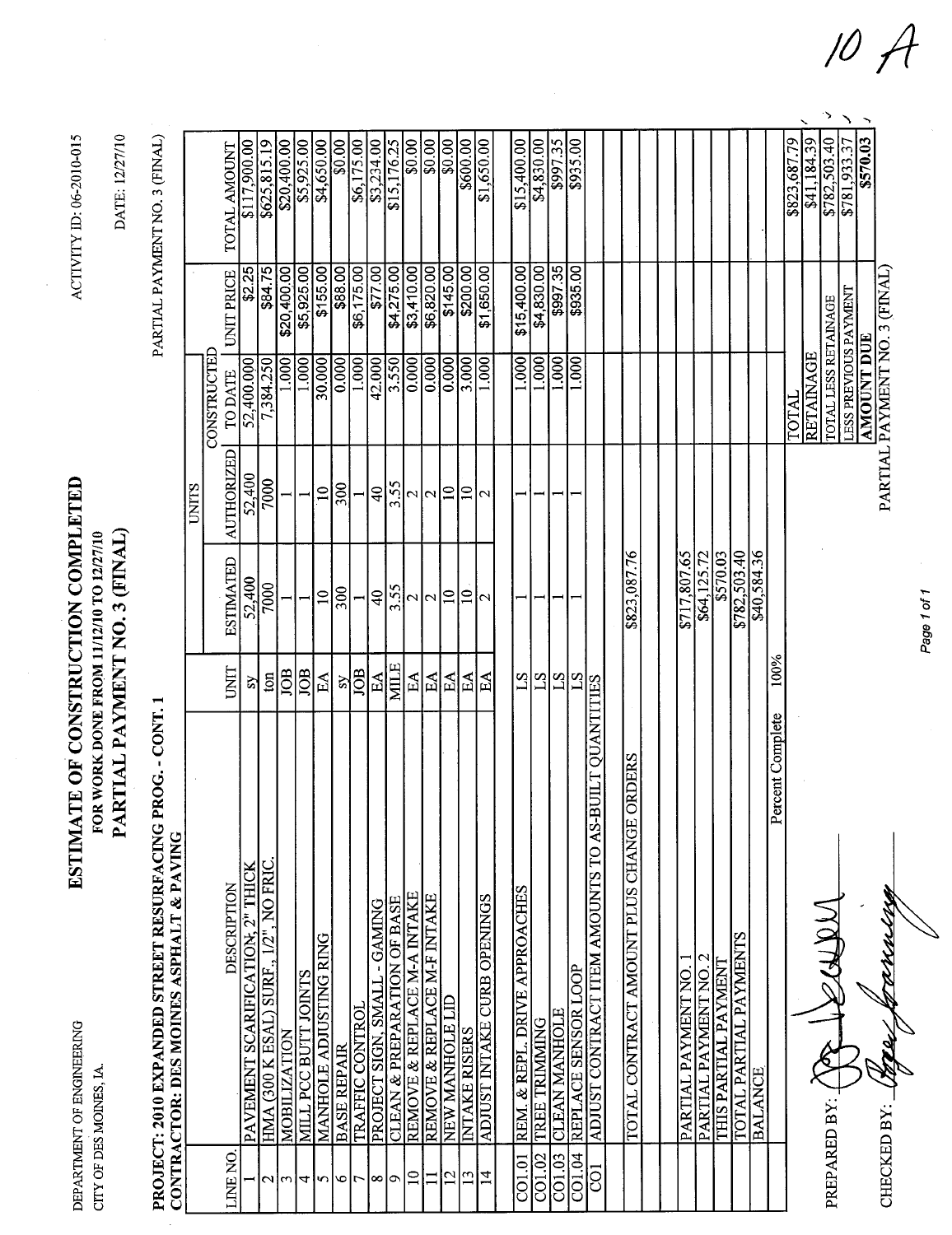10 A

DEPARTMENT OF ENGINEERING
CITY OF DES MOINES, IA.

ACTIVITY ID: 06-2010-015

# ESTIMATE OF CONSTRUCTION COMPLETED

FOR WORK DONE FROM 11/12/10 TO 12/27/10

## PARTIAL PAYMENT NO. 3 (FINAL)

DATE: 12/27/10

**PROJECT: 2010 EXPANDED STREET RESURFACING PROG. - CONT. 1**
**CONTRACTOR: DES MOINES ASPHALT & PAVING**

PARTIAL PAYMENT NO. 3 (FINAL)

| LINE NO. | DESCRIPTION | UNIT | UNITS ESTIMATED | UNITS AUTHORIZED | CONSTRUCTED TO DATE | UNIT PRICE | TOTAL AMOUNT |
|---|---|---|---|---|---|---|---|
| 1 | PAVEMENT SCARIFICATION, 2" THICK | sy | 52,400 | 52,400 | 52,400.000 | $2.25 | $117,900.00 |
| 2 | HMA (300 K ESAL) SURF., 1/2", NO FRIC. | ton | 7000 | 7000 | 7,384.250 | $84.75 | $625,815.19 |
| 3 | MOBILIZATION | JOB | 1 | 1 | 1.000 | $20,400.00 | $20,400.00 |
| 4 | MILL PCC BUTT JOINTS | JOB | 1 | 1 | 1.000 | $5,925.00 | $5,925.00 |
| 5 | MANHOLE ADJUSTING RING | EA | 10 | 10 | 30.000 | $155.00 | $4,650.00 |
| 6 | BASE REPAIR | sy | 300 | 300 | 0.000 | $88.00 | $0.00 |
| 7 | TRAFFIC CONTROL | JOB | 1 | 1 | 1.000 | $6,175.00 | $6,175.00 |
| 8 | PROJECT SIGN, SMALL - GAMING | EA | 40 | 40 | 42.000 | $77.00 | $3,234.00 |
| 9 | CLEAN & PREPARATION OF BASE | MILE | 3.55 | 3.55 | 3.550 | $4,275.00 | $15,176.25 |
| 10 | REMOVE & REPLACE M-A INTAKE | EA | 2 | 2 | 0.000 | $3,410.00 | $0.00 |
| 11 | REMOVE & REPLACE M-F INTAKE | EA | 2 | 2 | 0.000 | $6,820.00 | $0.00 |
| 12 | NEW MANHOLE LID | EA | 10 | 10 | 0.000 | $145.00 | $0.00 |
| 13 | INTAKE RISERS | EA | 10 | 10 | 3.000 | $200.00 | $600.00 |
| 14 | ADJUST INTAKE CURB OPENINGS | EA | 2 | 2 | 1.000 | $1,650.00 | $1,650.00 |
| | | | | | | | |
| CO1.01 | REM. & REPL. DRIVE APPROACHES | LS | 1 | 1 | 1.000 | $15,400.00 | $15,400.00 |
| CO1.02 | TREE TRIMMING | LS | 1 | 1 | 1.000 | $4,830.00 | $4,830.00 |
| CO1.03 | CLEAN MANHOLE | LS | 1 | 1 | 1.000 | $997.35 | $997.35 |
| CO1.04 | REPLACE SENSOR LOOP | LS | 1 | 1 | 1.000 | $935.00 | $935.00 |
| CO1 | ADJUST CONTRACT ITEM AMOUNTS TO AS-BUILT QUANTITIES | | | | | | |
| | TOTAL CONTRACT AMOUNT PLUS CHANGE ORDERS | | $823,087.76 | | | | |
| | PARTIAL PAYMENT NO. 1 | | $717,807.65 | | | | |
| | PARTIAL PAYMENT NO. 2 | | $64,125.72 | | | | |
| | THIS PARTIAL PAYMENT | | $570.03 | | | | |
| | TOTAL PARTIAL PAYMENTS | | $782,503.40 | | | | |
| | BALANCE | | $40,584.36 | | | | |
| | Percent Complete | 100% | | | | | |
| | | | | | TOTAL | | $823,687.79 |
| | | | | | RETAINAGE | | $41,184.39 |
| | | | | | TOTAL LESS RETAINAGE | | $782,503.40 |
| | | | | | LESS PREVIOUS PAYMENT | | $781,933.37 |
| | | | | | **AMOUNT DUE** | | **$570.03** |

PARTIAL PAYMENT NO. 3 (FINAL)

PREPARED BY: [signature]

CHECKED BY: [signature]